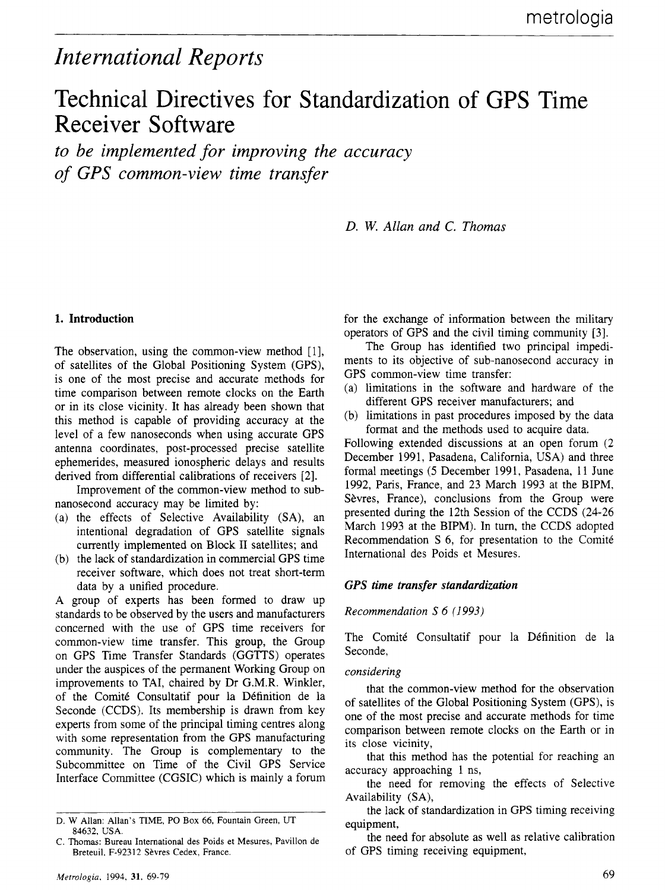*International Reports*

# Technical Directives for Standardization of GPS Time Receiver Software

*to be implemented for improving the accuracy of GPS common-view time transfer*

*D. W. Allan and C. Thomas*

## 1. Introduction

The observation, using the common-view method [1], of satellites of the Global Positioning System (GPS), is one of the most precise and accurate methods for time comparison between remote clocks on the Earth or in its close vicinity. It has already been shown that this method is capable of providing accuracy at the level of a few nanoseconds when using accurate GPS antenna coordinates, post-processed precise satellite ephemerides, measured ionospheric delays and results derived from differential calibrations of receivers [2].

Improvement of the common-view method to sub-nanosecond accuracy may be limited by:

(a) the effects of Selective Availability (SA), an intentional degradation of GPS satellite signals currently implemented on Block II satellites; and

(b) the lack of standardization in commercial GPS time receiver software, which does not treat short-term data by a unified procedure.

A group of experts has been formed to draw up standards to be observed by the users and manufacturers concerned with the use of GPS time receivers for common-view time transfer. This group, the Group on GPS Time Transfer Standards (GGTTS) operates under the auspices of the permanent Working Group on improvements to TAI, chaired by Dr G.M.R. Winkler, of the Comité Consultatif pour la Définition de la Seconde (CCDS). Its membership is drawn from key experts from some of the principal timing centres along with some representation from the GPS manufacturing community. The Group is complementary to the Subcommittee on Time of the Civil GPS Service Interface Committee (CGSIC) which is mainly a forum for the exchange of information between the military operators of GPS and the civil timing community [3].

The Group has identified two principal impediments to its objective of sub-nanosecond accuracy in GPS common-view time transfer:

(a) limitations in the software and hardware of the different GPS receiver manufacturers; and

(b) limitations in past procedures imposed by the data format and the methods used to acquire data.

Following extended discussions at an open forum (2 December 1991, Pasadena, California, USA) and three formal meetings (5 December 1991, Pasadena, 11 June 1992, Paris, France, and 23 March 1993 at the BIPM, Sèvres, France), conclusions from the Group were presented during the 12th Session of the CCDS (24-26 March 1993 at the BIPM). In turn, the CCDS adopted Recommendation S 6, for presentation to the Comité International des Poids et Mesures.

### *GPS time transfer standardization*

*Recommendation S 6 (1993)*

The Comité Consultatif pour la Définition de la Seconde,

*considering*

that the common-view method for the observation of satellites of the Global Positioning System (GPS), is one of the most precise and accurate methods for time comparison between remote clocks on the Earth or in its close vicinity,

that this method has the potential for reaching an accuracy approaching 1 ns,

the need for removing the effects of Selective Availability (SA),

the lack of standardization in GPS timing receiving equipment,

the need for absolute as well as relative calibration of GPS timing receiving equipment,

---

D. W Allan: Allan's TIME, PO Box 66, Fountain Green, UT 84632, USA.

C. Thomas: Bureau International des Poids et Mesures, Pavillon de Breteuil, F-92312 Sèvres Cedex, France.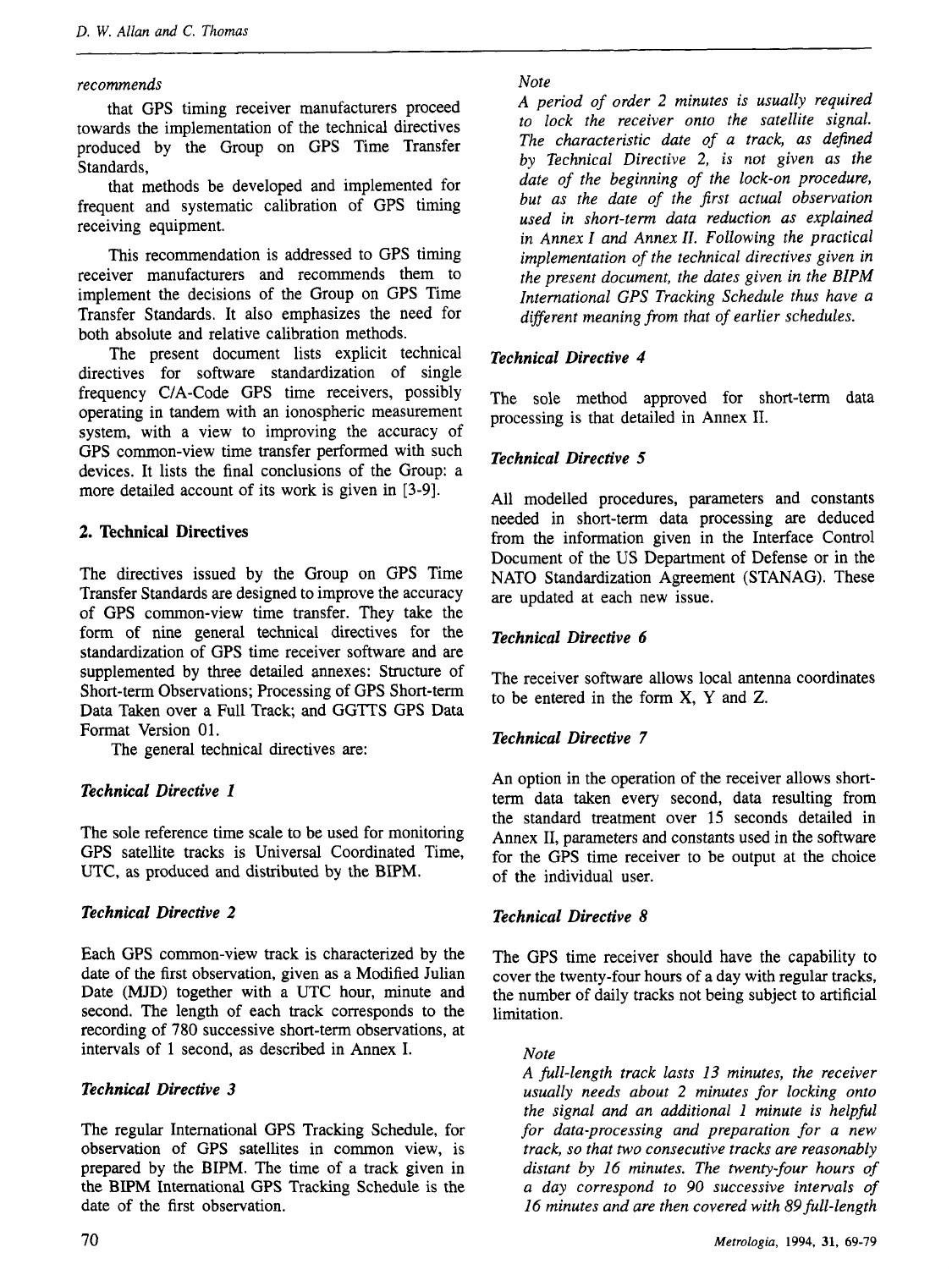*recommends*

that GPS timing receiver manufacturers proceed towards the implementation of the technical directives produced by the Group on GPS Time Transfer Standards,

that methods be developed and implemented for frequent and systematic calibration of GPS timing receiving equipment.

This recommendation is addressed to GPS timing receiver manufacturers and recommends them to implement the decisions of the Group on GPS Time Transfer Standards. It also emphasizes the need for both absolute and relative calibration methods.

The present document lists explicit technical directives for software standardization of single frequency C/A-Code GPS time receivers, possibly operating in tandem with an ionospheric measurement system, with a view to improving the accuracy of GPS common-view time transfer performed with such devices. It lists the final conclusions of the Group: a more detailed account of its work is given in [3-9].

## 2. Technical Directives

The directives issued by the Group on GPS Time Transfer Standards are designed to improve the accuracy of GPS common-view time transfer. They take the form of nine general technical directives for the standardization of GPS time receiver software and are supplemented by three detailed annexes: Structure of Short-term Observations; Processing of GPS Short-term Data Taken over a Full Track; and GGTTS GPS Data Format Version 01.

The general technical directives are:

### *Technical Directive 1*

The sole reference time scale to be used for monitoring GPS satellite tracks is Universal Coordinated Time, UTC, as produced and distributed by the BIPM.

### *Technical Directive 2*

Each GPS common-view track is characterized by the date of the first observation, given as a Modified Julian Date (MJD) together with a UTC hour, minute and second. The length of each track corresponds to the recording of 780 successive short-term observations, at intervals of 1 second, as described in Annex I.

### *Technical Directive 3*

The regular International GPS Tracking Schedule, for observation of GPS satellites in common view, is prepared by the BIPM. The time of a track given in the BIPM International GPS Tracking Schedule is the date of the first observation.

*Note*

*A period of order 2 minutes is usually required to lock the receiver onto the satellite signal. The characteristic date of a track, as defined by Technical Directive 2, is not given as the date of the beginning of the lock-on procedure, but as the date of the first actual observation used in short-term data reduction as explained in Annex I and Annex II. Following the practical implementation of the technical directives given in the present document, the dates given in the BIPM International GPS Tracking Schedule thus have a different meaning from that of earlier schedules.*

### *Technical Directive 4*

The sole method approved for short-term data processing is that detailed in Annex II.

### *Technical Directive 5*

All modelled procedures, parameters and constants needed in short-term data processing are deduced from the information given in the Interface Control Document of the US Department of Defense or in the NATO Standardization Agreement (STANAG). These are updated at each new issue.

### *Technical Directive 6*

The receiver software allows local antenna coordinates to be entered in the form X, Y and Z.

### *Technical Directive 7*

An option in the operation of the receiver allows short-term data taken every second, data resulting from the standard treatment over 15 seconds detailed in Annex II, parameters and constants used in the software for the GPS time receiver to be output at the choice of the individual user.

### *Technical Directive 8*

The GPS time receiver should have the capability to cover the twenty-four hours of a day with regular tracks, the number of daily tracks not being subject to artificial limitation.

*Note*

*A full-length track lasts 13 minutes, the receiver usually needs about 2 minutes for locking onto the signal and an additional 1 minute is helpful for data-processing and preparation for a new track, so that two consecutive tracks are reasonably distant by 16 minutes. The twenty-four hours of a day correspond to 90 successive intervals of 16 minutes and are then covered with 89 full-length*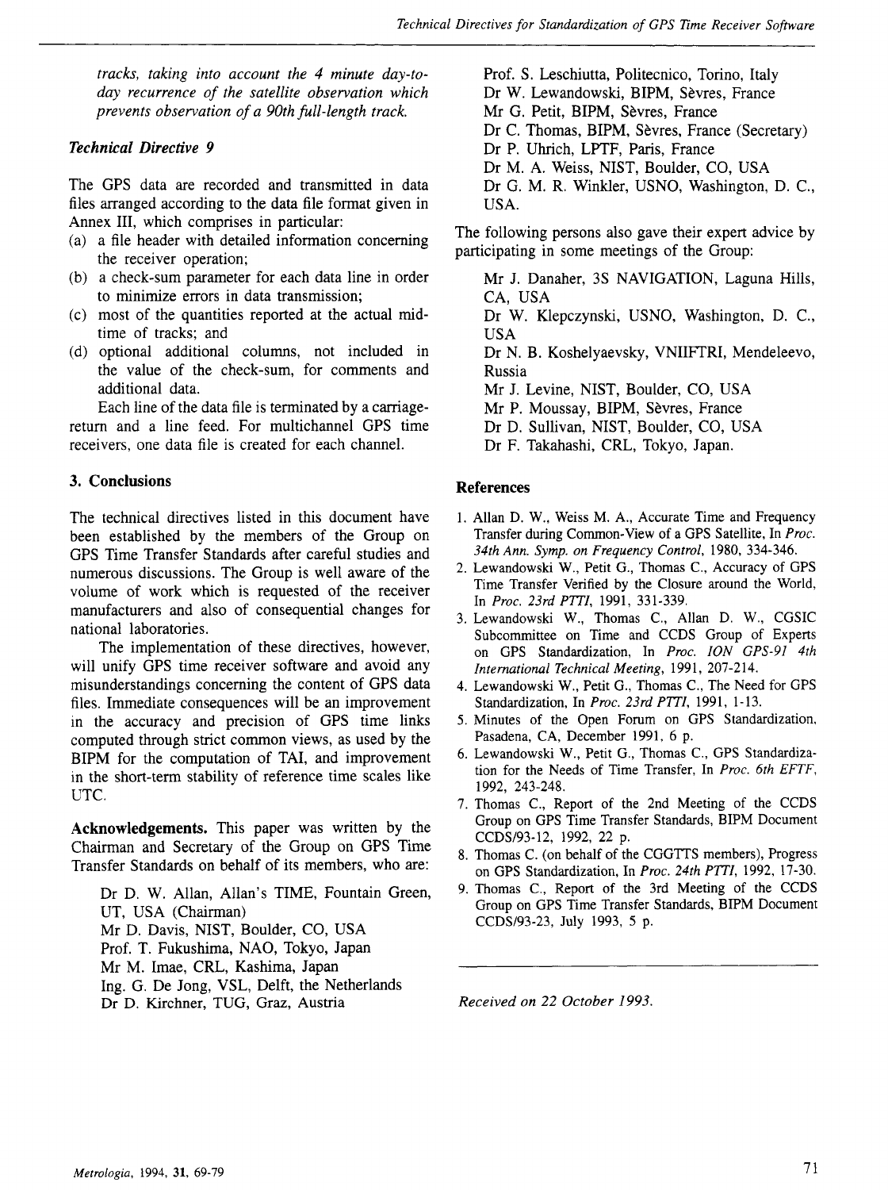*tracks, taking into account the 4 minute day-to-day recurrence of the satellite observation which prevents observation of a 90th full-length track.*

### *Technical Directive 9*

The GPS data are recorded and transmitted in data files arranged according to the data file format given in Annex III, which comprises in particular:

(a) a file header with detailed information concerning the receiver operation;
(b) a check-sum parameter for each data line in order to minimize errors in data transmission;
(c) most of the quantities reported at the actual mid-time of tracks; and
(d) optional additional columns, not included in the value of the check-sum, for comments and additional data.

Each line of the data file is terminated by a carriage-return and a line feed. For multichannel GPS time receivers, one data file is created for each channel.

## 3. Conclusions

The technical directives listed in this document have been established by the members of the Group on GPS Time Transfer Standards after careful studies and numerous discussions. The Group is well aware of the volume of work which is requested of the receiver manufacturers and also of consequential changes for national laboratories.

The implementation of these directives, however, will unify GPS time receiver software and avoid any misunderstandings concerning the content of GPS data files. Immediate consequences will be an improvement in the accuracy and precision of GPS time links computed through strict common views, as used by the BIPM for the computation of TAI, and improvement in the short-term stability of reference time scales like UTC.

**Acknowledgements.** This paper was written by the Chairman and Secretary of the Group on GPS Time Transfer Standards on behalf of its members, who are:

Dr D. W. Allan, Allan's TIME, Fountain Green, UT, USA (Chairman)
Mr D. Davis, NIST, Boulder, CO, USA
Prof. T. Fukushima, NAO, Tokyo, Japan
Mr M. Imae, CRL, Kashima, Japan
Ing. G. De Jong, VSL, Delft, the Netherlands
Dr D. Kirchner, TUG, Graz, Austria
Prof. S. Leschiutta, Politecnico, Torino, Italy
Dr W. Lewandowski, BIPM, Sèvres, France
Mr G. Petit, BIPM, Sèvres, France
Dr C. Thomas, BIPM, Sèvres, France (Secretary)
Dr P. Uhrich, LPTF, Paris, France
Dr M. A. Weiss, NIST, Boulder, CO, USA
Dr G. M. R. Winkler, USNO, Washington, D. C., USA.

The following persons also gave their expert advice by participating in some meetings of the Group:

Mr J. Danaher, 3S NAVIGATION, Laguna Hills, CA, USA
Dr W. Klepczynski, USNO, Washington, D. C., USA
Dr N. B. Koshelyaevsky, VNIIFTRI, Mendeleevo, Russia
Mr J. Levine, NIST, Boulder, CO, USA
Mr P. Moussay, BIPM, Sèvres, France
Dr D. Sullivan, NIST, Boulder, CO, USA
Dr F. Takahashi, CRL, Tokyo, Japan.

## References

1. Allan D. W., Weiss M. A., Accurate Time and Frequency Transfer during Common-View of a GPS Satellite, In *Proc. 34th Ann. Symp. on Frequency Control*, 1980, 334-346.
2. Lewandowski W., Petit G., Thomas C., Accuracy of GPS Time Transfer Verified by the Closure around the World, In *Proc. 23rd PTTI*, 1991, 331-339.
3. Lewandowski W., Thomas C., Allan D. W., CGSIC Subcommittee on Time and CCDS Group of Experts on GPS Standardization, In *Proc. ION GPS-91 4th International Technical Meeting*, 1991, 207-214.
4. Lewandowski W., Petit G., Thomas C., The Need for GPS Standardization, In *Proc. 23rd PTTI*, 1991, 1-13.
5. Minutes of the Open Forum on GPS Standardization, Pasadena, CA, December 1991, 6 p.
6. Lewandowski W., Petit G., Thomas C., GPS Standardization for the Needs of Time Transfer, In *Proc. 6th EFTF*, 1992, 243-248.
7. Thomas C., Report of the 2nd Meeting of the CCDS Group on GPS Time Transfer Standards, BIPM Document CCDS/93-12, 1992, 22 p.
8. Thomas C. (on behalf of the CGGTTS members), Progress on GPS Standardization, In *Proc. 24th PTTI*, 1992, 17-30.
9. Thomas C., Report of the 3rd Meeting of the CCDS Group on GPS Time Transfer Standards, BIPM Document CCDS/93-23, July 1993, 5 p.

*Received on 22 October 1993.*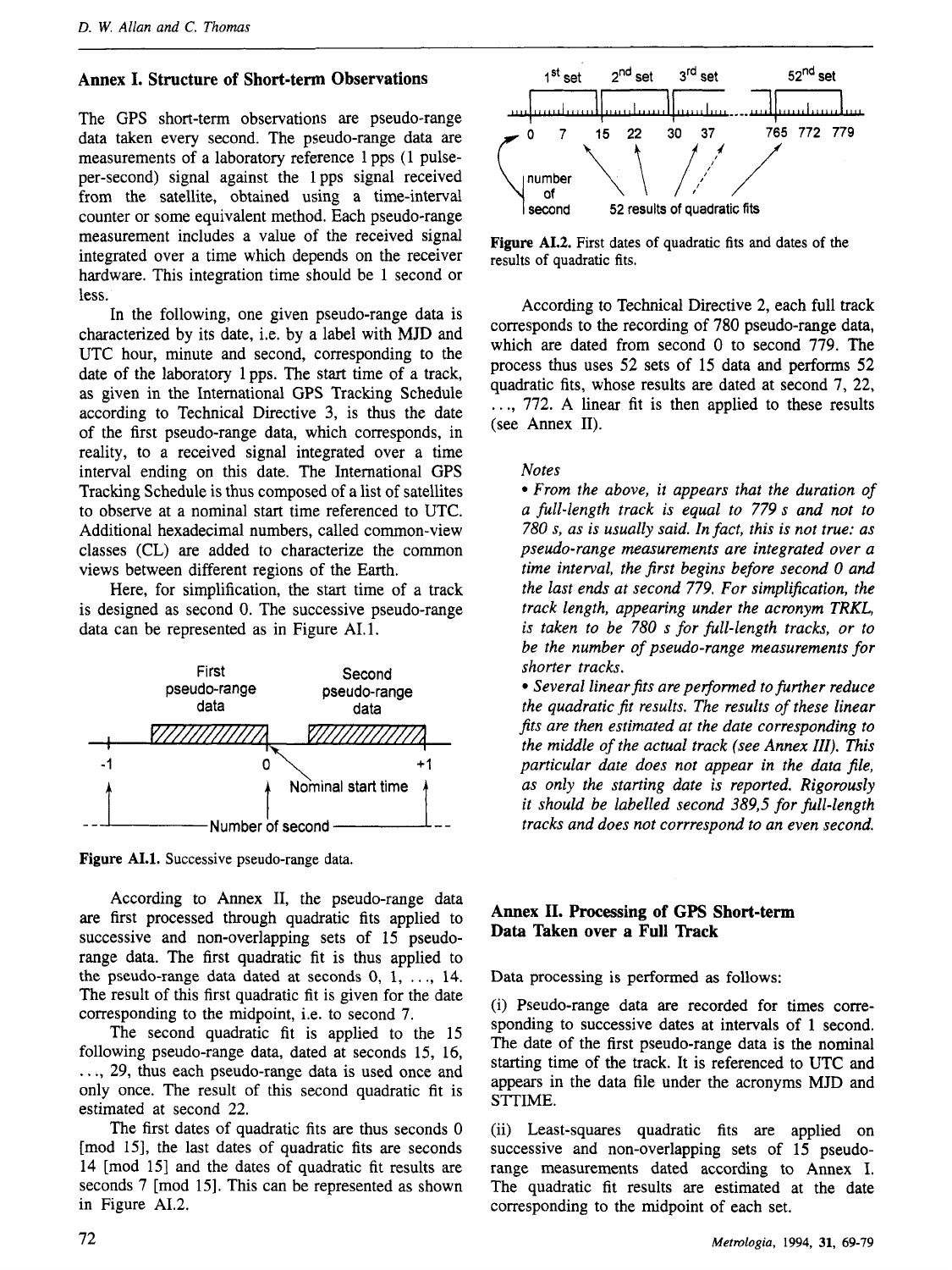## Annex I. Structure of Short-term Observations

The GPS short-term observations are pseudo-range data taken every second. The pseudo-range data are measurements of a laboratory reference 1 pps (1 pulse-per-second) signal against the 1 pps signal received from the satellite, obtained using a time-interval counter or some equivalent method. Each pseudo-range measurement includes a value of the received signal integrated over a time which depends on the receiver hardware. This integration time should be 1 second or less.

In the following, one given pseudo-range data is characterized by its date, i.e. by a label with MJD and UTC hour, minute and second, corresponding to the date of the laboratory 1 pps. The start time of a track, as given in the International GPS Tracking Schedule according to Technical Directive 3, is thus the date of the first pseudo-range data, which corresponds, in reality, to a received signal integrated over a time interval ending on this date. The International GPS Tracking Schedule is thus composed of a list of satellites to observe at a nominal start time referenced to UTC. Additional hexadecimal numbers, called common-view classes (CL) are added to characterize the common views between different regions of the Earth.

Here, for simplification, the start time of a track is designed as second 0. The successive pseudo-range data can be represented as in Figure AI.1.

**Figure AI.1.** Successive pseudo-range data.

According to Annex II, the pseudo-range data are first processed through quadratic fits applied to successive and non-overlapping sets of 15 pseudo-range data. The first quadratic fit is thus applied to the pseudo-range data dated at seconds 0, 1, ..., 14. The result of this first quadratic fit is given for the date corresponding to the midpoint, i.e. to second 7.

The second quadratic fit is applied to the 15 following pseudo-range data, dated at seconds 15, 16, ..., 29, thus each pseudo-range data is used once and only once. The result of this second quadratic fit is estimated at second 22.

The first dates of quadratic fits are thus seconds 0 [mod 15], the last dates of quadratic fits are seconds 14 [mod 15] and the dates of quadratic fit results are seconds 7 [mod 15]. This can be represented as shown in Figure AI.2.

**Figure AI.2.** First dates of quadratic fits and dates of the results of quadratic fits.

According to Technical Directive 2, each full track corresponds to the recording of 780 pseudo-range data, which are dated from second 0 to second 779. The process thus uses 52 sets of 15 data and performs 52 quadratic fits, whose results are dated at second 7, 22, ..., 772. A linear fit is then applied to these results (see Annex II).

*Notes*

- *From the above, it appears that the duration of a full-length track is equal to 779 s and not to 780 s, as is usually said. In fact, this is not true: as pseudo-range measurements are integrated over a time interval, the first begins before second 0 and the last ends at second 779. For simplification, the track length, appearing under the acronym TRKL, is taken to be 780 s for full-length tracks, or to be the number of pseudo-range measurements for shorter tracks.*
- *Several linear fits are performed to further reduce the quadratic fit results. The results of these linear fits are then estimated at the date corresponding to the middle of the actual track (see Annex III). This particular date does not appear in the data file, as only the starting date is reported. Rigorously it should be labelled second 389,5 for full-length tracks and does not corrrespond to an even second.*

## Annex II. Processing of GPS Short-term Data Taken over a Full Track

Data processing is performed as follows:

(i) Pseudo-range data are recorded for times corresponding to successive dates at intervals of 1 second. The date of the first pseudo-range data is the nominal starting time of the track. It is referenced to UTC and appears in the data file under the acronyms MJD and STTIME.

(ii) Least-squares quadratic fits are applied on successive and non-overlapping sets of 15 pseudo-range measurements dated according to Annex I. The quadratic fit results are estimated at the date corresponding to the midpoint of each set.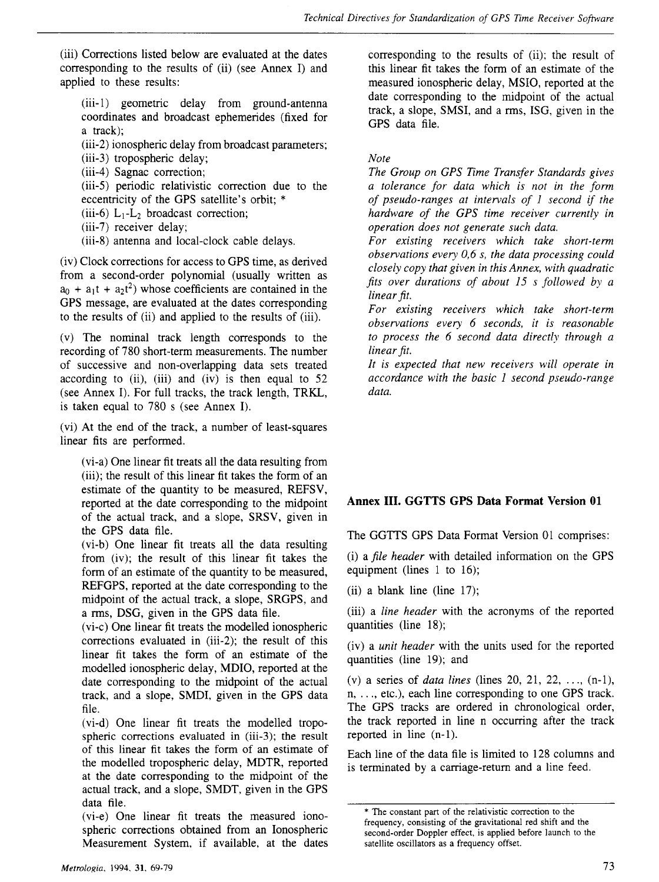(iii) Corrections listed below are evaluated at the dates corresponding to the results of (ii) (see Annex I) and applied to these results:

- (iii-1) geometric delay from ground-antenna coordinates and broadcast ephemerides (fixed for a track);
- (iii-2) ionospheric delay from broadcast parameters;
- (iii-3) tropospheric delay;
- (iii-4) Sagnac correction;
- (iii-5) periodic relativistic correction due to the eccentricity of the GPS satellite's orbit; *
- (iii-6) $L_1$-$L_2$ broadcast correction;
- (iii-7) receiver delay;
- (iii-8) antenna and local-clock cable delays.

(iv) Clock corrections for access to GPS time, as derived from a second-order polynomial (usually written as $a_0 + a_1t + a_2t^2$) whose coefficients are contained in the GPS message, are evaluated at the dates corresponding to the results of (ii) and applied to the results of (iii).

(v) The nominal track length corresponds to the recording of 780 short-term measurements. The number of successive and non-overlapping data sets treated according to (ii), (iii) and (iv) is then equal to 52 (see Annex I). For full tracks, the track length, TRKL, is taken equal to 780 s (see Annex I).

(vi) At the end of the track, a number of least-squares linear fits are performed.

- (vi-a) One linear fit treats all the data resulting from (iii); the result of this linear fit takes the form of an estimate of the quantity to be measured, REFSV, reported at the date corresponding to the midpoint of the actual track, and a slope, SRSV, given in the GPS data file.
- (vi-b) One linear fit treats all the data resulting from (iv); the result of this linear fit takes the form of an estimate of the quantity to be measured, REFGPS, reported at the date corresponding to the midpoint of the actual track, a slope, SRGPS, and a rms, DSG, given in the GPS data file.
- (vi-c) One linear fit treats the modelled ionospheric corrections evaluated in (iii-2); the result of this linear fit takes the form of an estimate of the modelled ionospheric delay, MDIO, reported at the date corresponding to the midpoint of the actual track, and a slope, SMDI, given in the GPS data file.
- (vi-d) One linear fit treats the modelled tropospheric corrections evaluated in (iii-3); the result of this linear fit takes the form of an estimate of the modelled tropospheric delay, MDTR, reported at the date corresponding to the midpoint of the actual track, and a slope, SMDT, given in the GPS data file.
- (vi-e) One linear fit treats the measured ionospheric corrections obtained from an Ionospheric Measurement System, if available, at the dates corresponding to the results of (ii); the result of this linear fit takes the form of an estimate of the measured ionospheric delay, MSIO, reported at the date corresponding to the midpoint of the actual track, a slope, SMSI, and a rms, ISG, given in the GPS data file.

*Note*

*The Group on GPS Time Transfer Standards gives a tolerance for data which is not in the form of pseudo-ranges at intervals of 1 second if the hardware of the GPS time receiver currently in operation does not generate such data.*

*For existing receivers which take short-term observations every 0,6 s, the data processing could closely copy that given in this Annex, with quadratic fits over durations of about 15 s followed by a linear fit.*

*For existing receivers which take short-term observations every 6 seconds, it is reasonable to process the 6 second data directly through a linear fit.*

*It is expected that new receivers will operate in accordance with the basic 1 second pseudo-range data.*

## Annex III. GGTTS GPS Data Format Version 01

The GGTTS GPS Data Format Version 01 comprises:

(i) a *file header* with detailed information on the GPS equipment (lines 1 to 16);

(ii) a blank line (line 17);

(iii) a *line header* with the acronyms of the reported quantities (line 18);

(iv) a *unit header* with the units used for the reported quantities (line 19); and

(v) a series of *data lines* (lines 20, 21, 22, ..., (n-1), n, ..., etc.), each line corresponding to one GPS track. The GPS tracks are ordered in chronological order, the track reported in line n occurring after the track reported in line (n-1).

Each line of the data file is limited to 128 columns and is terminated by a carriage-return and a line feed.

* The constant part of the relativistic correction to the frequency, consisting of the gravitational red shift and the second-order Doppler effect, is applied before launch to the satellite oscillators as a frequency offset.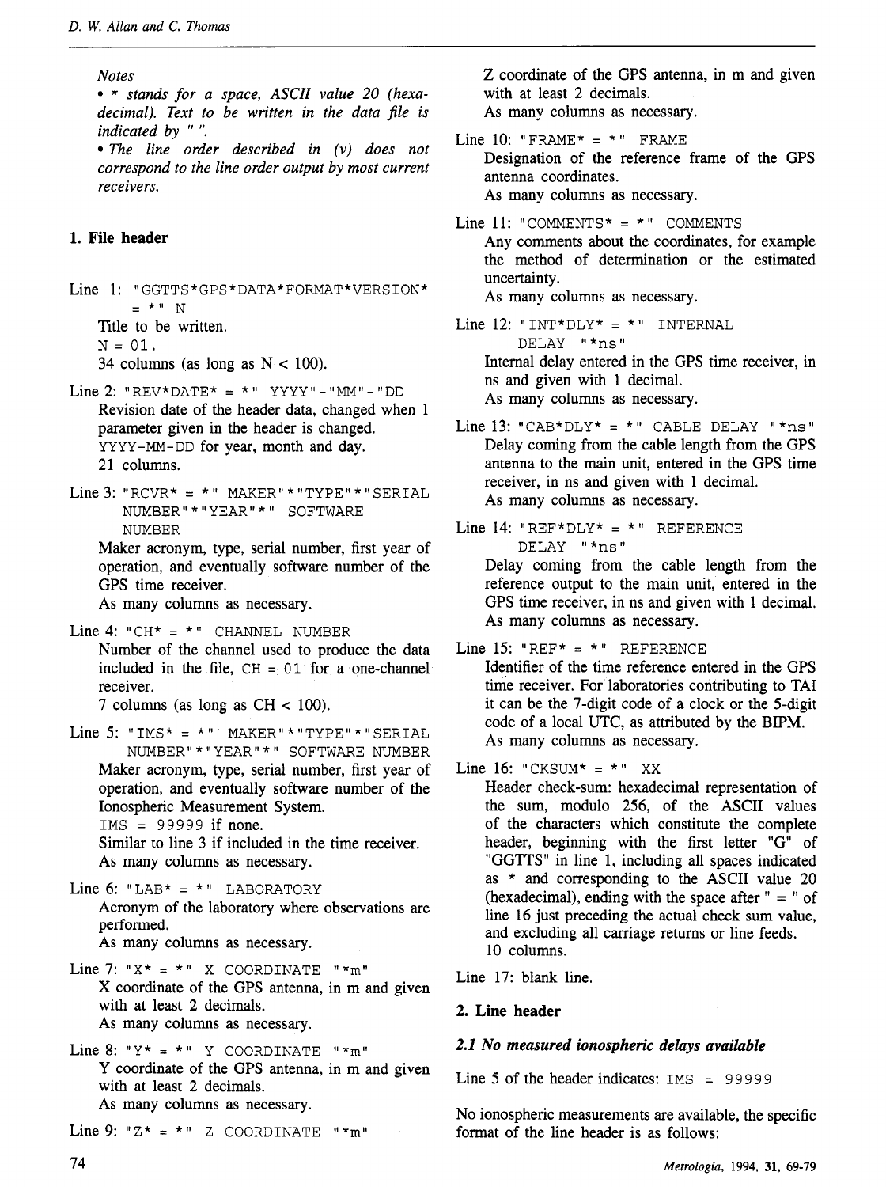*Notes*

- *\* stands for a space, ASCII value 20 (hexadecimal). Text to be written in the data file is indicated by " ".*
- *The line order described in (v) does not correspond to the line order output by most current receivers.*

## 1. File header

Line 1: `"GGTTS*GPS*DATA*FORMAT*VERSION* = *" N`
Title to be written.
`N = 01.`
34 columns (as long as N < 100).

Line 2: `"REV*DATE* = *" YYYY"-"MM"-"DD`
Revision date of the header data, changed when 1 parameter given in the header is changed.
`YYYY-MM-DD` for year, month and day.
21 columns.

Line 3: `"RCVR* = *" MAKER"*"TYPE"*"SERIAL NUMBER"*"YEAR"*" SOFTWARE NUMBER`
Maker acronym, type, serial number, first year of operation, and eventually software number of the GPS time receiver.
As many columns as necessary.

Line 4: `"CH* = *" CHANNEL NUMBER`
Number of the channel used to produce the data included in the file, `CH = 01` for a one-channel receiver.
7 columns (as long as CH < 100).

Line 5: `"IMS* = *" MAKER"*"TYPE"*"SERIAL NUMBER"*"YEAR"*" SOFTWARE NUMBER`
Maker acronym, type, serial number, first year of operation, and eventually software number of the Ionospheric Measurement System.
`IMS = 99999` if none.
Similar to line 3 if included in the time receiver.
As many columns as necessary.

Line 6: `"LAB* = *" LABORATORY`
Acronym of the laboratory where observations are performed.
As many columns as necessary.

Line 7: `"X* = *" X COORDINATE "*m"`
X coordinate of the GPS antenna, in m and given with at least 2 decimals.
As many columns as necessary.

Line 8: `"Y* = *" Y COORDINATE "*m"`
Y coordinate of the GPS antenna, in m and given with at least 2 decimals.
As many columns as necessary.

Line 9: `"Z* = *" Z COORDINATE "*m"`
Z coordinate of the GPS antenna, in m and given with at least 2 decimals.
As many columns as necessary.

Line 10: `"FRAME* = *" FRAME`
Designation of the reference frame of the GPS antenna coordinates.
As many columns as necessary.

Line 11: `"COMMENTS* = *" COMMENTS`
Any comments about the coordinates, for example the method of determination or the estimated uncertainty.
As many columns as necessary.

Line 12: `"INT*DLY* = *" INTERNAL DELAY "*ns"`
Internal delay entered in the GPS time receiver, in ns and given with 1 decimal.
As many columns as necessary.

Line 13: `"CAB*DLY* = *" CABLE DELAY "*ns"`
Delay coming from the cable length from the GPS antenna to the main unit, entered in the GPS time receiver, in ns and given with 1 decimal.
As many columns as necessary.

Line 14: `"REF*DLY* = *" REFERENCE DELAY "*ns"`
Delay coming from the cable length from the reference output to the main unit, entered in the GPS time receiver, in ns and given with 1 decimal.
As many columns as necessary.

Line 15: `"REF* = *" REFERENCE`
Identifier of the time reference entered in the GPS time receiver. For laboratories contributing to TAI it can be the 7-digit code of a clock or the 5-digit code of a local UTC, as attributed by the BIPM.
As many columns as necessary.

Line 16: `"CKSUM* = *" XX`
Header check-sum: hexadecimal representation of the sum, modulo 256, of the ASCII values of the characters which constitute the complete header, beginning with the first letter "G" of "GGTTS" in line 1, including all spaces indicated as * and corresponding to the ASCII value 20 (hexadecimal), ending with the space after " = " of line 16 just preceding the actual check sum value, and excluding all carriage returns or line feeds.
10 columns.

Line 17: blank line.

## 2. Line header

### *2.1 No measured ionospheric delays available*

Line 5 of the header indicates: `IMS = 99999`

No ionospheric measurements are available, the specific format of the line header is as follows: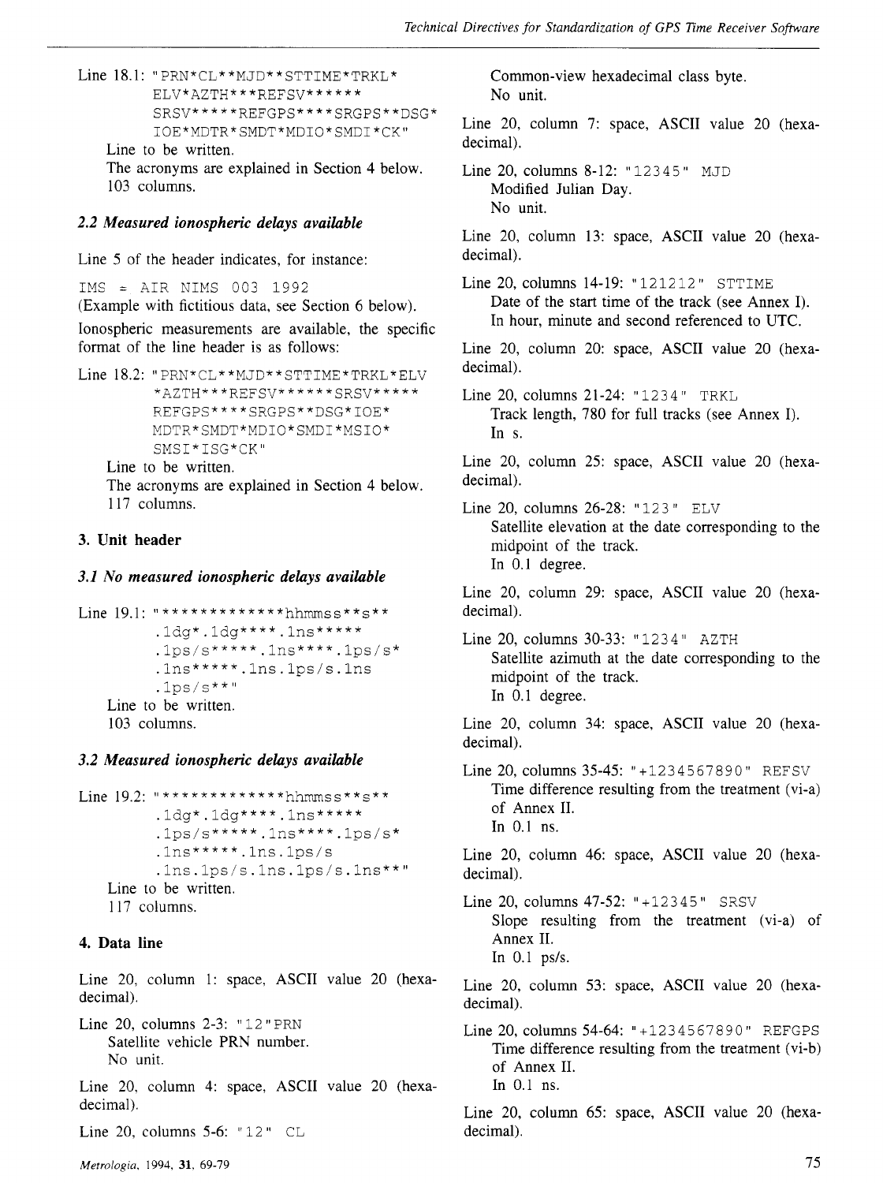Line 18.1: "PRN*CL**MJD**STTIME*TRKL*ELV*AZTH***REFSV******SRSV*****REFGPS****SRGPS**DSG*IOE*MDTR*SMDT*MDIO*SMDI*CK"

Line to be written.
The acronyms are explained in Section 4 below.
103 columns.

### 2.2 Measured ionospheric delays available

Line 5 of the header indicates, for instance:

IMS = AIR NIMS 003 1992
(Example with fictitious data, see Section 6 below).

Ionospheric measurements are available, the specific format of the line header is as follows:

Line 18.2: "PRN*CL**MJD**STTIME*TRKL*ELV*AZTH***REFSV******SRSV*****REFGPS****SRGPS**DSG*IOE*MDTR*SMDT*MDIO*SMDI*MSIO*SMSI*ISG*CK"

Line to be written.
The acronyms are explained in Section 4 below.
117 columns.

## 3. Unit header

### 3.1 No measured ionospheric delays available

Line 19.1: "*************hhmmss**s**.1dg*.1dg****.1ns*****.1ps/s*****.1ns****.1ps/s*.1ns*****.1ns.1ps/s.1ns.1ps/s**"

Line to be written.
103 columns.

### 3.2 Measured ionospheric delays available

Line 19.2: "*************hhmmss**s**.1dg*.1dg****.1ns*****.1ps/s*****.1ns****.1ps/s*.1ns*****.1ns.1ps/s.1ns.1ps/s.1ns.1ps/s.1ns**"

Line to be written.
117 columns.

## 4. Data line

Line 20, column 1: space, ASCII value 20 (hexadecimal).

Line 20, columns 2-3: "12"PRN
Satellite vehicle PRN number.
No unit.

Line 20, column 4: space, ASCII value 20 (hexadecimal).

Line 20, columns 5-6: "12" CL
Common-view hexadecimal class byte.
No unit.

Line 20, column 7: space, ASCII value 20 (hexadecimal).

Line 20, columns 8-12: "12345" MJD
Modified Julian Day.
No unit.

Line 20, column 13: space, ASCII value 20 (hexadecimal).

Line 20, columns 14-19: "121212" STTIME
Date of the start time of the track (see Annex I).
In hour, minute and second referenced to UTC.

Line 20, column 20: space, ASCII value 20 (hexadecimal).

Line 20, columns 21-24: "1234" TRKL
Track length, 780 for full tracks (see Annex I).
In s.

Line 20, column 25: space, ASCII value 20 (hexadecimal).

Line 20, columns 26-28: "123" ELV
Satellite elevation at the date corresponding to the midpoint of the track.
In 0.1 degree.

Line 20, column 29: space, ASCII value 20 (hexadecimal).

Line 20, columns 30-33: "1234" AZTH
Satellite azimuth at the date corresponding to the midpoint of the track.
In 0.1 degree.

Line 20, column 34: space, ASCII value 20 (hexadecimal).

Line 20, columns 35-45: "+1234567890" REFSV
Time difference resulting from the treatment (vi-a) of Annex II.
In 0.1 ns.

Line 20, column 46: space, ASCII value 20 (hexadecimal).

Line 20, columns 47-52: "+12345" SRSV
Slope resulting from the treatment (vi-a) of Annex II.
In 0.1 ps/s.

Line 20, column 53: space, ASCII value 20 (hexadecimal).

Line 20, columns 54-64: "+1234567890" REFGPS
Time difference resulting from the treatment (vi-b) of Annex II.
In 0.1 ns.

Line 20, column 65: space, ASCII value 20 (hexadecimal).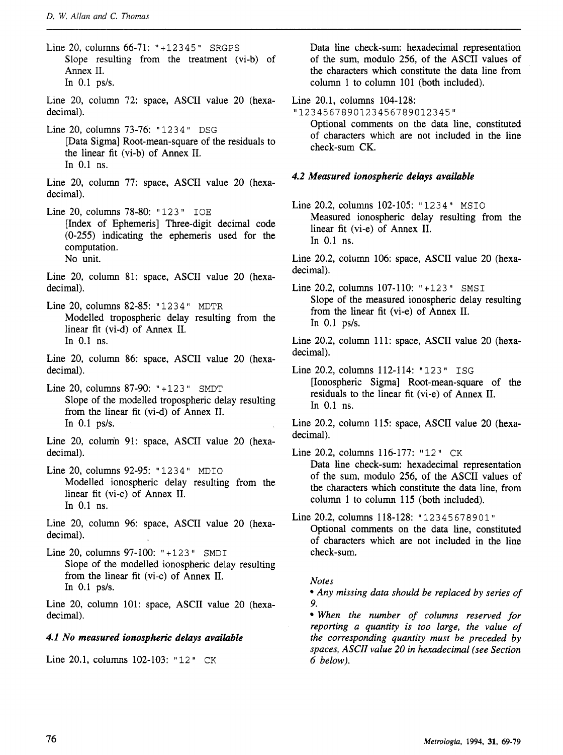Line 20, columns 66-71: "+12345" SRGPS
Slope resulting from the treatment (vi-b) of Annex II.
In 0.1 ps/s.

Line 20, column 72: space, ASCII value 20 (hexadecimal).

Line 20, columns 73-76: "1234" DSG
[Data Sigma] Root-mean-square of the residuals to the linear fit (vi-b) of Annex II.
In 0.1 ns.

Line 20, column 77: space, ASCII value 20 (hexadecimal).

Line 20, columns 78-80: "123" IOE
[Index of Ephemeris] Three-digit decimal code (0-255) indicating the ephemeris used for the computation.
No unit.

Line 20, column 81: space, ASCII value 20 (hexadecimal).

Line 20, columns 82-85: "1234" MDTR
Modelled tropospheric delay resulting from the linear fit (vi-d) of Annex II.
In 0.1 ns.

Line 20, column 86: space, ASCII value 20 (hexadecimal).

Line 20, columns 87-90: "+123" SMDT
Slope of the modelled tropospheric delay resulting from the linear fit (vi-d) of Annex II.
In 0.1 ps/s.

Line 20, column 91: space, ASCII value 20 (hexadecimal).

Line 20, columns 92-95: "1234" MDIO
Modelled ionospheric delay resulting from the linear fit (vi-c) of Annex II.
In 0.1 ns.

Line 20, column 96: space, ASCII value 20 (hexadecimal).

Line 20, columns 97-100: "+123" SMDI
Slope of the modelled ionospheric delay resulting from the linear fit (vi-c) of Annex II.
In 0.1 ps/s.

Line 20, column 101: space, ASCII value 20 (hexadecimal).

### 4.1 No measured ionospheric delays available

Line 20.1, columns 102-103: "12" CK
Data line check-sum: hexadecimal representation of the sum, modulo 256, of the ASCII values of the characters which constitute the data line from column 1 to column 101 (both included).

Line 20.1, columns 104-128:
"1234567890123456789012345"
Optional comments on the data line, constituted of characters which are not included in the line check-sum CK.

### 4.2 Measured ionospheric delays available

Line 20.2, columns 102-105: "1234" MSIO
Measured ionospheric delay resulting from the linear fit (vi-e) of Annex II.
In 0.1 ns.

Line 20.2, column 106: space, ASCII value 20 (hexadecimal).

Line 20.2, columns 107-110: "+123" SMSI
Slope of the measured ionospheric delay resulting from the linear fit (vi-e) of Annex II.
In 0.1 ps/s.

Line 20.2, column 111: space, ASCII value 20 (hexadecimal).

Line 20.2, columns 112-114: "123" ISG
[Ionospheric Sigma] Root-mean-square of the residuals to the linear fit (vi-e) of Annex II.
In 0.1 ns.

Line 20.2, column 115: space, ASCII value 20 (hexadecimal).

Line 20.2, columns 116-177: "12" CK
Data line check-sum: hexadecimal representation of the sum, modulo 256, of the ASCII values of the characters which constitute the data line, from column 1 to column 115 (both included).

Line 20.2, columns 118-128: "12345678901"
Optional comments on the data line, constituted of characters which are not included in the line check-sum.

*Notes*

- *Any missing data should be replaced by series of 9.*
- *When the number of columns reserved for reporting a quantity is too large, the value of the corresponding quantity must be preceded by spaces, ASCII value 20 in hexadecimal (see Section 6 below).*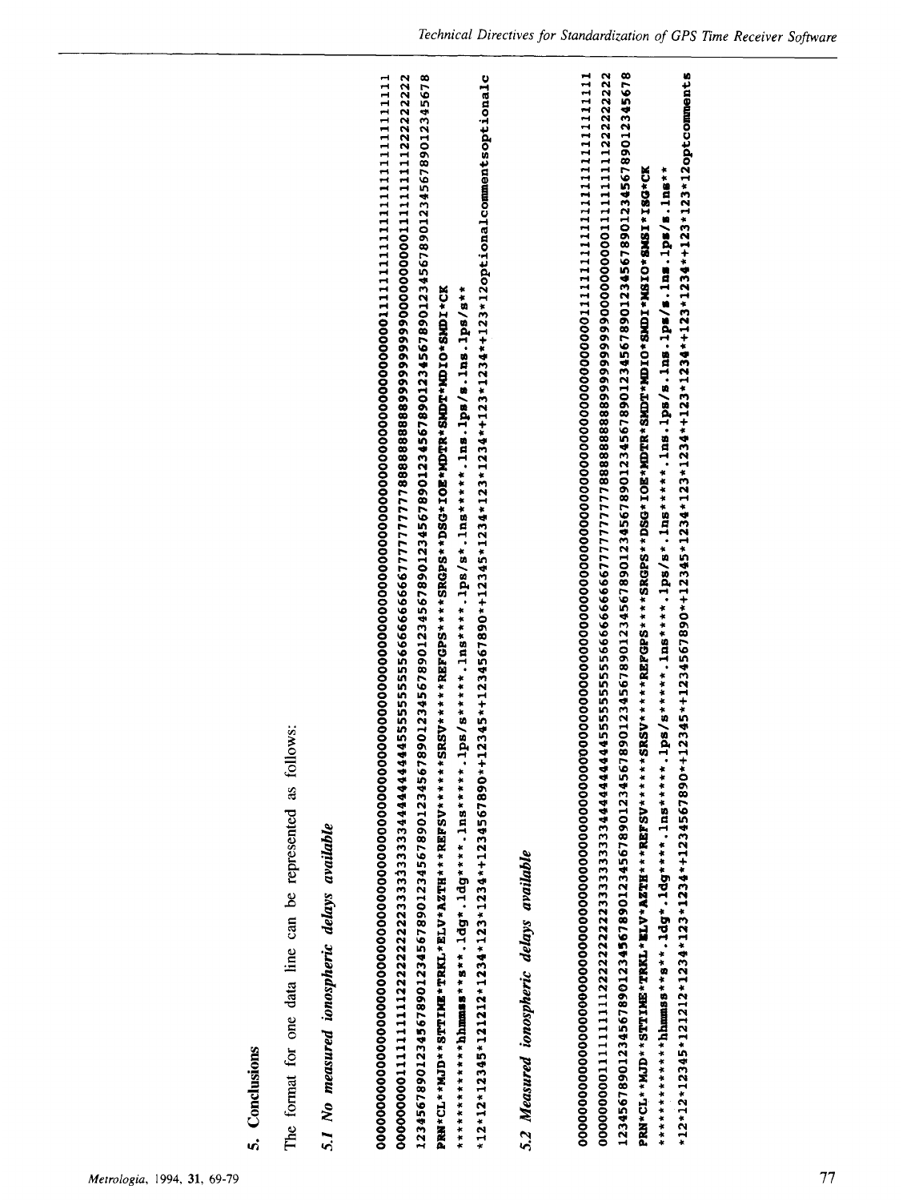## 5. Conclusions

The format for one data line can be represented as follows:

### *5.1 No measured ionospheric delays available*

```
000000000000000000000000000000000000000000000000000000000000000000000000000000000000000000000001111111111111111111111111111
000000000111111111122222222223333333333444444444455555555556666666666777777777788888888889999999999000000000011111111112222222222
123456789012345678901234567890123456789012345678901234567890123456789012345678901234567890123456789012345678901234567890123456789012345678
PRN*CL**MJD**STTIME*TRKL*ELV*AZTH***REFSV******SRSV*****REFGPS****SRGPS**DSG*IOE*MDTR*SMDT*MDIO*SMDI*CK
*************hhmmss**s**.1dg**.1dg****.1ns*****.1ps/s*****.1ns****.1ps/s*.1ns*****.1ns.1ps/s.1ns.1ps/s**
*12*12*12345*121212*1234*123*1234*+1234567890*+12345*+1234567890*+12345*1234*123*1234*123*1234*+123*12optionalcommentsoptionalc
```

### *5.2 Measured ionospheric delays available*

```
000000000000000000000000000000000000000000000000000000000000000000000000000000000000000000000001111111111111111111111111111
000000000111111111122222222223333333333444444444455555555556666666666777777777788888888889999999999000000000011111111112222222222
123456789012345678901234567890123456789012345678901234567890123456789012345678901234567890123456789012345678901234567890123456789012345678
PRN*CL**MJD**STTIME*TRKL*ELV*AZTH***REFSV******SRSV*****REFGPS****SRGPS**DSG*IOE*MDTR*SMDT*MDIO*SMDI*MSIO*SMSI*ISG*CK
*************hhmmss**s**.1dg**.1dg****.1ns*****.1ps/s*****.1ns****.1ps/s*.1ns*****.1ns.1ps/s.1ns.1ps/s.1ns.1ps/s.1ns**
*12*12*12345*121212*1234*123*1234*+1234567890*+12345*+1234567890*+12345*1234*123*1234*123*1234*+123*1234*+123*123*12optcomments
```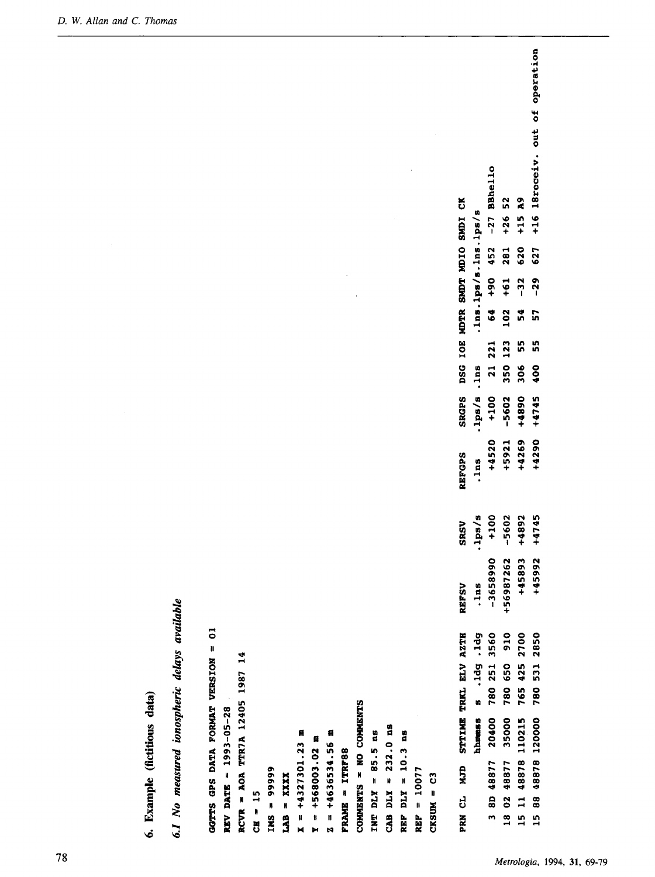## 6. Example (fictitious data)

### 6.1 No measured ionospheric delays available

```
GGTTS GPS DATA FORMAT VERSION = 01
REV DATE = 1993-05-28
RCVR = AOA TTR7A 12405 1987 14
CH = 15
IMS = 99999
LAB = XXXX
X = +4327301.23 m
Y = +568003.02 m
Z = +4636534.56 m
FRAME = ITRF88
COMMENTS = NO COMMENTS
INT DLY = 85.5 ns
CAB DLY = 232.0 ns
REF DLY = 10.3 ns
REF = 10077
CKSUM = C3

PRN CL  MJD  STTIME TRKL ELV AZTH   REFSV      SRSV     REFGPS    SRGPS  DSG IOE MDTR SMDT MDIO SMDI CK
               hhmmss  s  .1dg .1dg    .1ns     .1ps/s     .1ns    .1ps/s .1ns     .1ns.1ps/s.1ns.1ps/s
  3 8D 48877 020400  780 251 3560  -3658990    +100      +4520     +100   21 221   64  +90  452  -27 BBhello
 18 02 48877 035000  780 650  910 +56987262   -5602      +5921    -5602  350 123  102  +61  281  +26 52
 15 11 48878 110215  765 425 2700    +45893   +4892      +4269    +4890  306  55   54  -32  620  +15 A9
 15 88 48878 120000  780 531 2850    +45992   +4745      +4290    +4745  400  55   57  -29  627  +16 18receiv. out of operation
```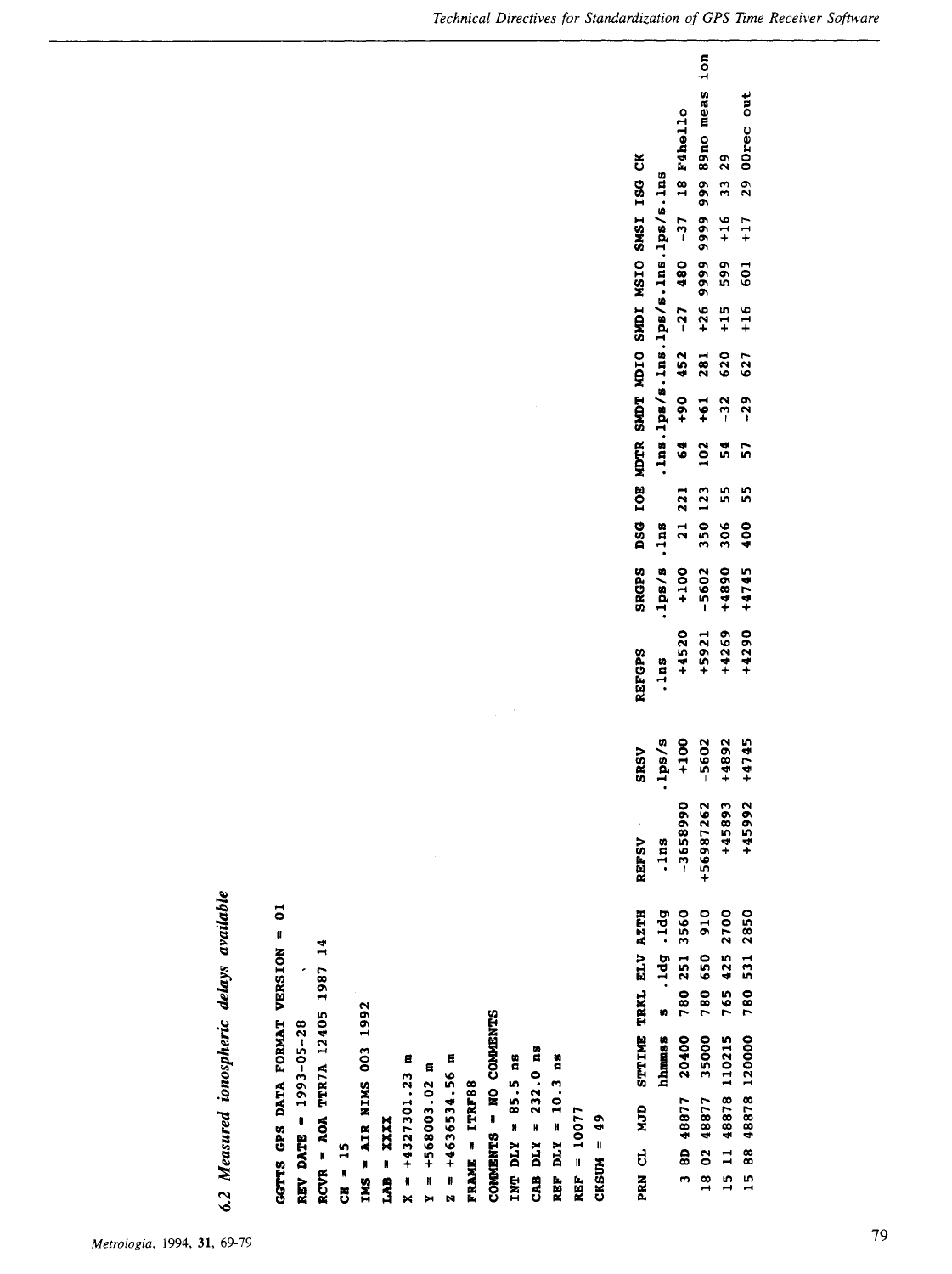### 6.2 *Measured ionospheric delays available*

```
GGTTS GPS DATA FORMAT VERSION = 01
REV DATE = 1993-05-28
RCVR = AOA TTR7A 12405 1987 14
CH = 15
IMS = AIR NIMS 003 1992
LAB = XXXX
X = +4327301.23 m
Y = +568003.02 m
Z = +4636534.56 m
FRAME = ITRF88
COMMENTS = NO COMMENTS
INT DLY = 85.5 ns
CAB DLY = 232.0 ns
REF DLY = 10.3 ns
REF = 10077
CKSUM = 49

PRN CL  MJD  STTIME TRKL ELV AZTH   REFSV      SRSV     REFGPS    SRGPS  DSG IOE MDTR SMDT MDIO SMDI MSIO SMSI ISG CK
               hhmmss  s  .1dg .1dg   .1ns     .1ps/s    .1ns    .1ps/s .1ns     .1ns.1ps/s.1ns.1ps/s.1ns.1ps/s.1ns
  3 8D 48877  20400 780 251 3560   -3658990     +100     +4520     +100   21 221   64  +90  452  -27  480  -37  18 F4hello
 18 02 48877  35000 780 650  910  +56987262    -5602     +5921    -5602  350 123  102  +61  281  +26 9999 9999 999 89no meas ion
 15 11 48878 110215 765 425 2700     +45893    +4892     +4269    +4890  306  55   54  -32  620  +15  599  +16  33 29
 15 88 48878 120000 780 531 2850     +45992    +4745     +4290    +4745  400  55   57  -29  627  +16  601  +17  29 00rec out
```